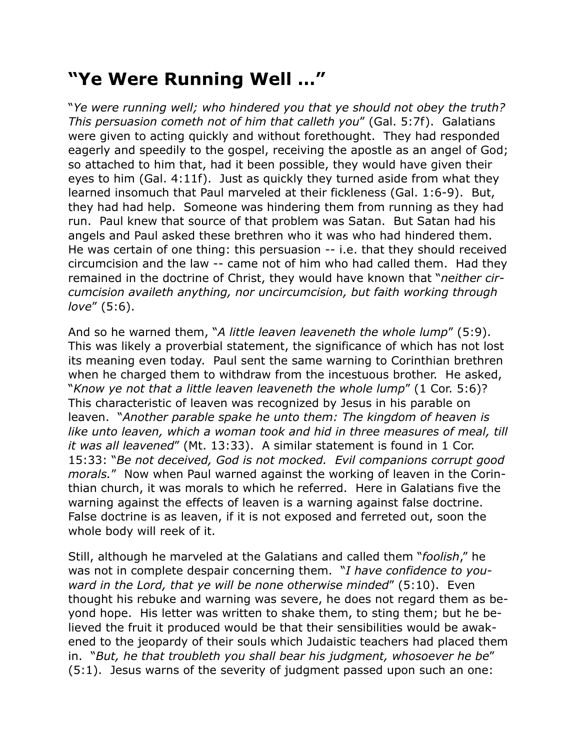# "Ye Were Running Well …"

"*Ye were running well; who hindered you that ye should not obey the truth? This persuasion cometh not of him that calleth you*" (Gal. 5:7f). Galatians were given to acting quickly and without forethought. They had responded eagerly and speedily to the gospel, receiving the apostle as an angel of God; so attached to him that, had it been possible, they would have given their eyes to him (Gal. 4:11f). Just as quickly they turned aside from what they learned insomuch that Paul marveled at their fickleness (Gal. 1:6-9). But, they had had help. Someone was hindering them from running as they had run. Paul knew that source of that problem was Satan. But Satan had his angels and Paul asked these brethren who it was who had hindered them. He was certain of one thing: this persuasion -- i.e. that they should received circumcision and the law -- came not of him who had called them. Had they remained in the doctrine of Christ, they would have known that "*neither circumcision availeth anything, nor uncircumcision, but faith working through love*" (5:6).

And so he warned them, "*A little leaven leaveneth the whole lump*" (5:9). This was likely a proverbial statement, the significance of which has not lost its meaning even today. Paul sent the same warning to Corinthian brethren when he charged them to withdraw from the incestuous brother. He asked, "*Know ye not that a little leaven leaveneth the whole lump*" (1 Cor. 5:6)? This characteristic of leaven was recognized by Jesus in his parable on leaven. "*Another parable spake he unto them: The kingdom of heaven is like unto leaven, which a woman took and hid in three measures of meal, till it was all leavened*" (Mt. 13:33). A similar statement is found in 1 Cor. 15:33: "*Be not deceived, God is not mocked. Evil companions corrupt good morals.*" Now when Paul warned against the working of leaven in the Corinthian church, it was morals to which he referred. Here in Galatians five the warning against the effects of leaven is a warning against false doctrine. False doctrine is as leaven, if it is not exposed and ferreted out, soon the whole body will reek of it.

Still, although he marveled at the Galatians and called them "*foolish*," he was not in complete despair concerning them. "*I have confidence to you-ward in the Lord, that ye will be none otherwise minded*" (5:10). Even thought his rebuke and warning was severe, he does not regard them as beyond hope. His letter was written to shake them, to sting them; but he believed the fruit it produced would be that their sensibilities would be awakened to the jeopardy of their souls which Judaistic teachers had placed them in. "*But, he that troubleth you shall bear his judgment, whosoever he be*" (5:1). Jesus warns of the severity of judgment passed upon such an one: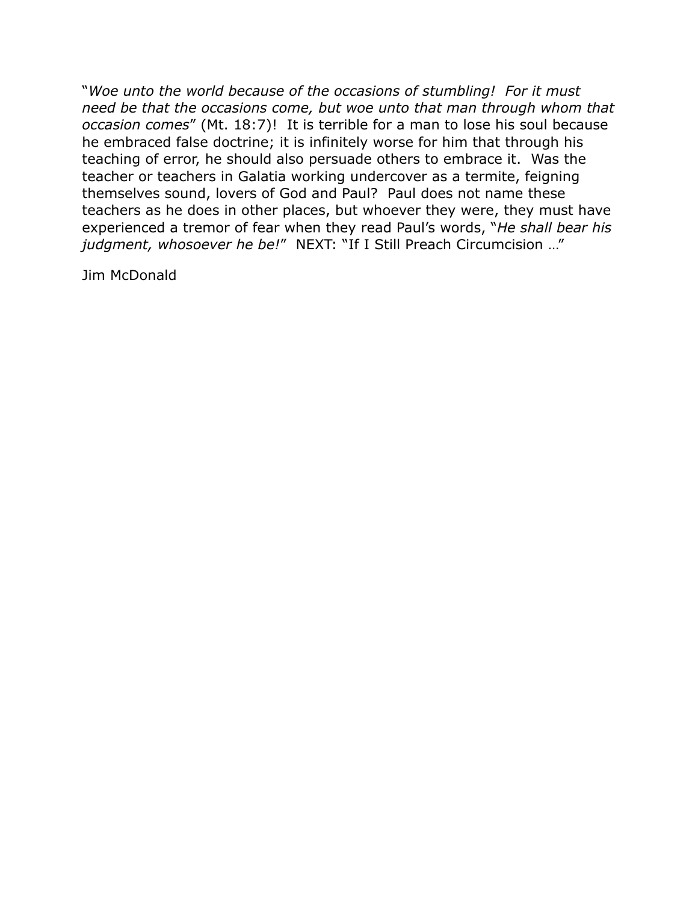"*Woe unto the world because of the occasions of stumbling! For it must need be that the occasions come, but woe unto that man through whom that occasion comes*" (Mt. 18:7)! It is terrible for a man to lose his soul because he embraced false doctrine; it is infinitely worse for him that through his teaching of error, he should also persuade others to embrace it. Was the teacher or teachers in Galatia working undercover as a termite, feigning themselves sound, lovers of God and Paul? Paul does not name these teachers as he does in other places, but whoever they were, they must have experienced a tremor of fear when they read Paul's words, "*He shall bear his judgment, whosoever he be!*" NEXT: "If I Still Preach Circumcision …"

Jim McDonald